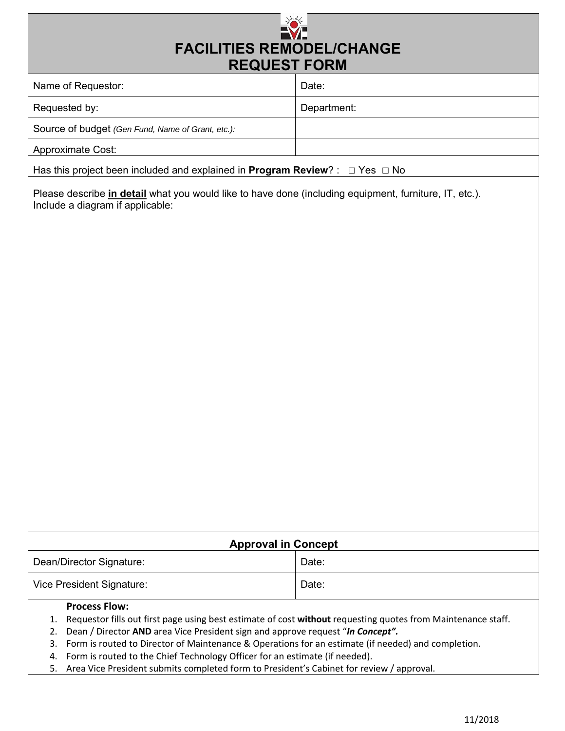# FACILITIES REMODEL/CHANGE REQUEST FORM

| | |
|---|---|
| Name of Requestor: | Date: |
| Requested by: | Department: |
| Source of budget *(Gen Fund, Name of Grant, etc.):* | |
| Approximate Cost: | |

Has this project been included and explained in **Program Review**? : □ Yes □ No

Please describe **in detail** what you would like to have done (including equipment, furniture, IT, etc.). Include a diagram if applicable:

## Approval in Concept

| | |
|---|---|
| Dean/Director Signature: | Date: |
| Vice President Signature: | Date: |

**Process Flow:**

1. Requestor fills out first page using best estimate of cost **without** requesting quotes from Maintenance staff.
2. Dean / Director **AND** area Vice President sign and approve request "***In Concept".***
3. Form is routed to Director of Maintenance & Operations for an estimate (if needed) and completion.
4. Form is routed to the Chief Technology Officer for an estimate (if needed).
5. Area Vice President submits completed form to President's Cabinet for review / approval.

11/2018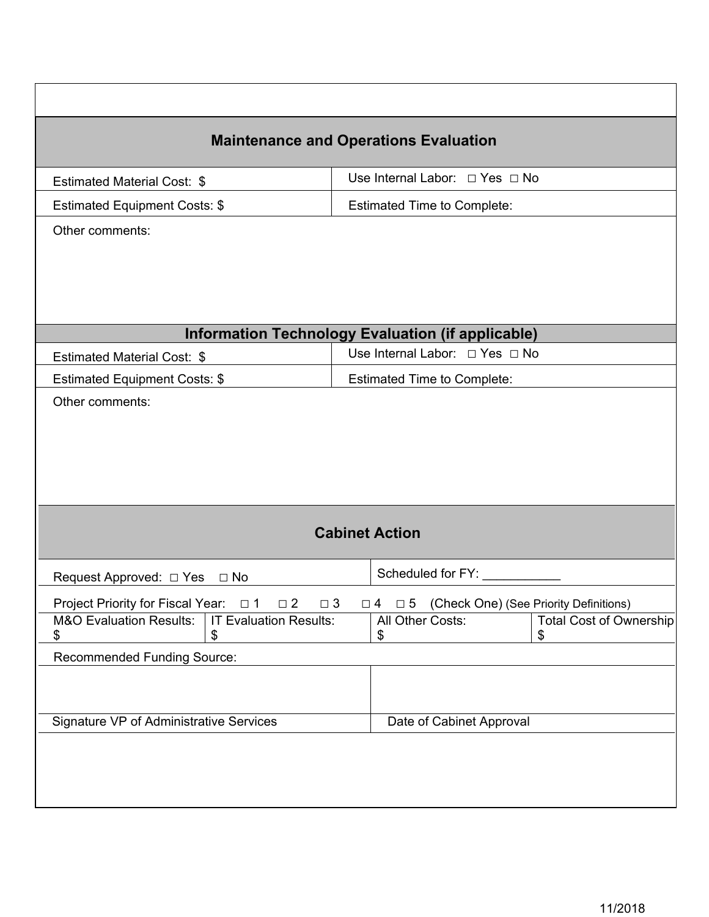## Maintenance and Operations Evaluation

| | |
|---|---|
| Estimated Material Cost: $ | Use Internal Labor: □ Yes □ No |
| Estimated Equipment Costs: $ | Estimated Time to Complete: |

Other comments:

## Information Technology Evaluation (if applicable)

| | |
|---|---|
| Estimated Material Cost: $ | Use Internal Labor: □ Yes □ No |
| Estimated Equipment Costs: $ | Estimated Time to Complete: |

Other comments:

## Cabinet Action

| | |
|---|---|
| Request Approved: □ Yes □ No | Scheduled for FY: ___________ |

Project Priority for Fiscal Year: □ 1 □ 2 □ 3 □ 4 □ 5 (Check One) (See Priority Definitions)

| | | | |
|---|---|---|---|
| M&O Evaluation Results: $ | IT Evaluation Results: $ | All Other Costs: $ | Total Cost of Ownership $ |

Recommended Funding Source:

| | |
|---|---|
| | |
| Signature VP of Administrative Services | Date of Cabinet Approval |

11/2018